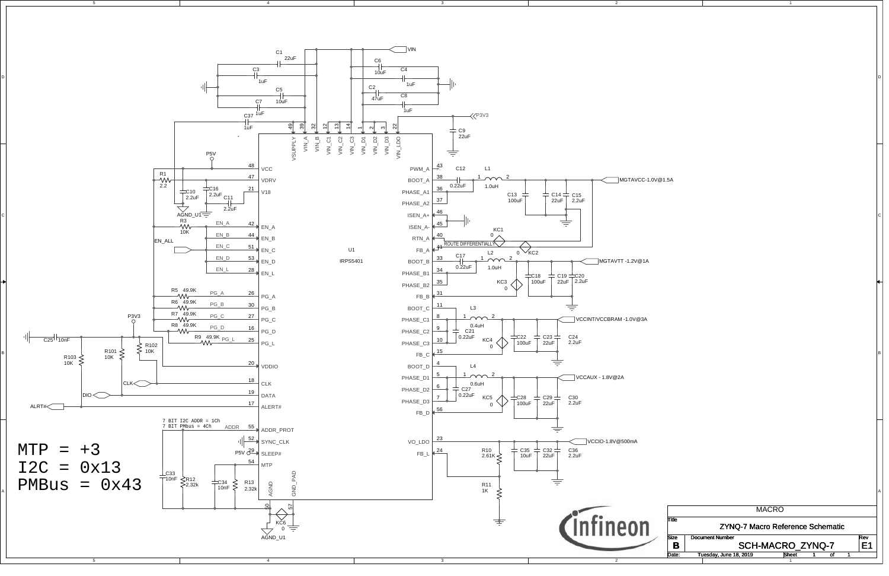MTP = +3

I2C = 0x13

PMBus = 0x43

7 BIT I2C ADDR = 1Ch
7 BIT PMbus = 4Ch

| Rail | Net |
|---|---|
| Output A | MGTAVCC-1.0V@1.5A |
| Output B | MGTAVTT -1.2V@1A |
| Output C | VCCINT/VCCBRAM -1.0V@3A |
| Output D | VCCAUX - 1.8V@2A |
| LDO | VCCIO-1.8V@500mA |

U1 IRPS5401

ROUTE DIFFERENTIALLY

| Title | ZYNQ-7 Macro Reference Schematic |
|---|---|
| | MACRO |
| Size | B |
| Document Number | SCH-MACRO_ZYNQ-7 |
| Rev | E1 |
| Date: | Tuesday, June 18, 2019 |
| Sheet | 1 of 1 |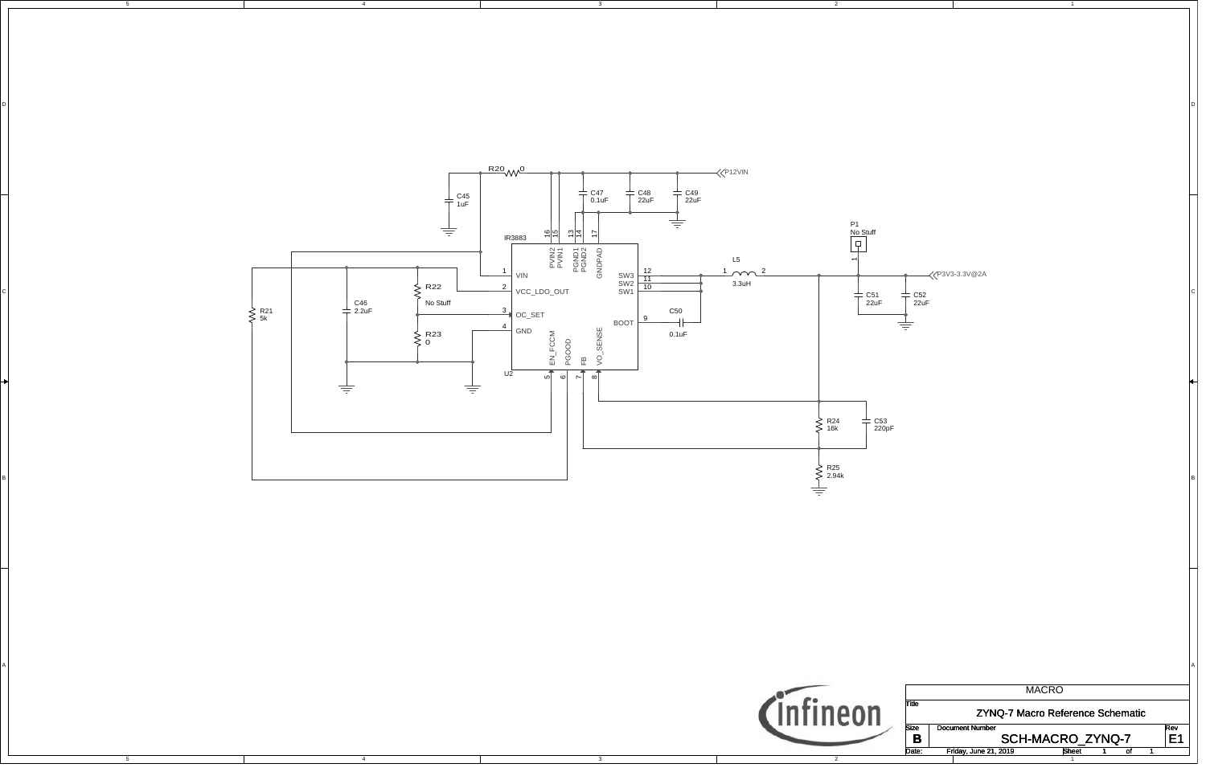R20 0

P12VIN

C45
1uF

C47
0.1uF

C48
22uF

C49
22uF

IR3883

16 15 13 14 17

PVIN2 PVIN1 PGND1 PGND2 GNDPAD

P1
No Stuff

1

L5

1 2

3.3uH

P3V3-3.3V@2A

1 VIN

2 VCC_LDO_OUT

3 OC_SET

4 GND

SW3 12
SW2 11
SW1 10

BOOT 9

C50

0.1uF

C51
22uF

C52
22uF

R22
No Stuff

R21
5k

C46
2.2uF

R23
0

EN_FCCM PGOOD FB VO_SENSE

U2

5 6 7 8

R24
16k

C53
220pF

R25
2.94k

MACRO

Title
ZYNQ-7 Macro Reference Schematic

| Size | Document Number | Rev |
| --- | --- | --- |
| B | SCH-MACRO_ZYNQ-7 | E1 |

Date: Friday, June 21, 2019 Sheet 1 of 1